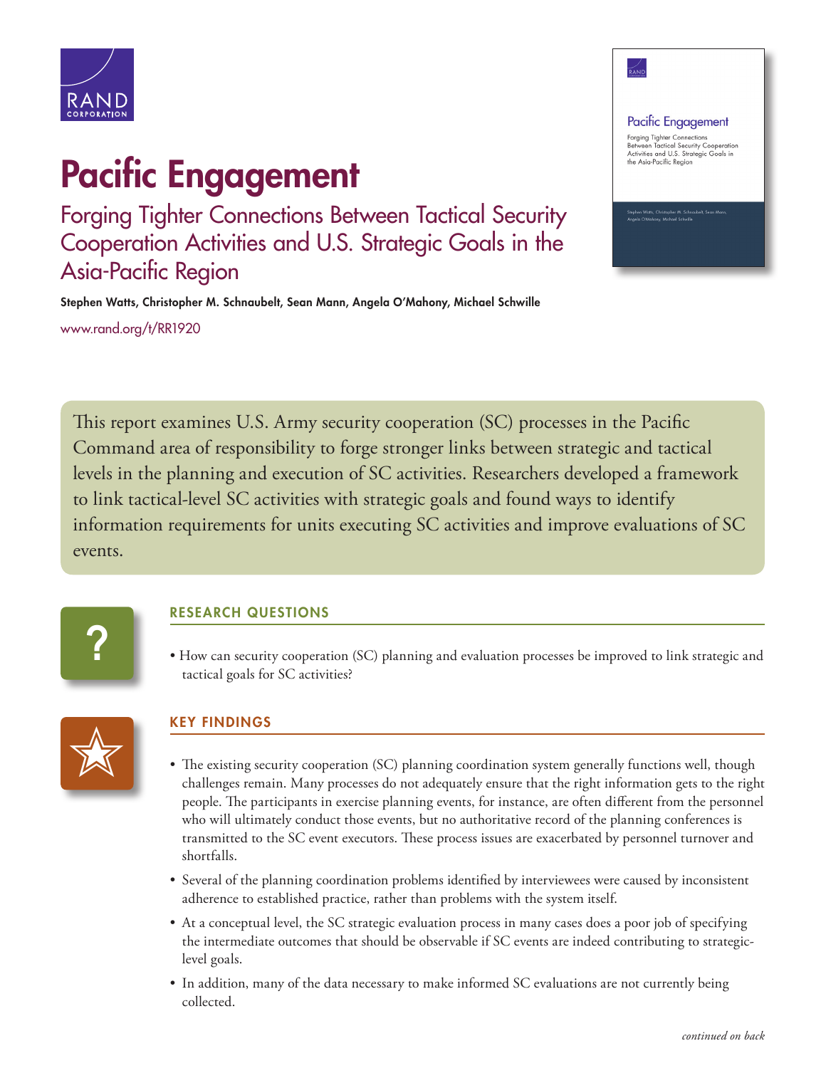# Pacific Engagement

## Forging Tighter Connections Between Tactical Security Cooperation Activities and U.S. Strategic Goals in the Asia-Pacific Region

**Stephen Watts, Christopher M. Schnaubelt, Sean Mann, Angela O'Mahony, Michael Schwille**

www.rand.org/t/RR1920

This report examines U.S. Army security cooperation (SC) processes in the Pacific Command area of responsibility to forge stronger links between strategic and tactical levels in the planning and execution of SC activities. Researchers developed a framework to link tactical-level SC activities with strategic goals and found ways to identify information requirements for units executing SC activities and improve evaluations of SC events.

### RESEARCH QUESTIONS

- How can security cooperation (SC) planning and evaluation processes be improved to link strategic and tactical goals for SC activities?

### KEY FINDINGS

- The existing security cooperation (SC) planning coordination system generally functions well, though challenges remain. Many processes do not adequately ensure that the right information gets to the right people. The participants in exercise planning events, for instance, are often different from the personnel who will ultimately conduct those events, but no authoritative record of the planning conferences is transmitted to the SC event executors. These process issues are exacerbated by personnel turnover and shortfalls.
- Several of the planning coordination problems identified by interviewees were caused by inconsistent adherence to established practice, rather than problems with the system itself.
- At a conceptual level, the SC strategic evaluation process in many cases does a poor job of specifying the intermediate outcomes that should be observable if SC events are indeed contributing to strategic-level goals.
- In addition, many of the data necessary to make informed SC evaluations are not currently being collected.

*continued on back*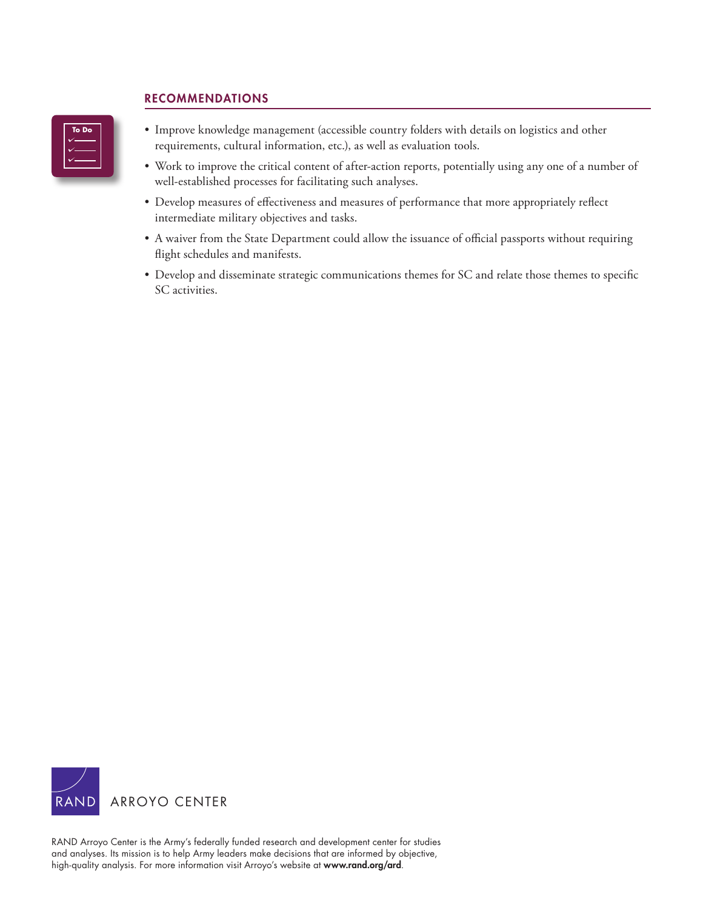## RECOMMENDATIONS

- Improve knowledge management (accessible country folders with details on logistics and other requirements, cultural information, etc.), as well as evaluation tools.
- Work to improve the critical content of after-action reports, potentially using any one of a number of well-established processes for facilitating such analyses.
- Develop measures of effectiveness and measures of performance that more appropriately reflect intermediate military objectives and tasks.
- A waiver from the State Department could allow the issuance of official passports without requiring flight schedules and manifests.
- Develop and disseminate strategic communications themes for SC and relate those themes to specific SC activities.

RAND ARROYO CENTER

RAND Arroyo Center is the Army's federally funded research and development center for studies and analyses. Its mission is to help Army leaders make decisions that are informed by objective, high-quality analysis. For more information visit Arroyo's website at **www.rand.org/ard**.